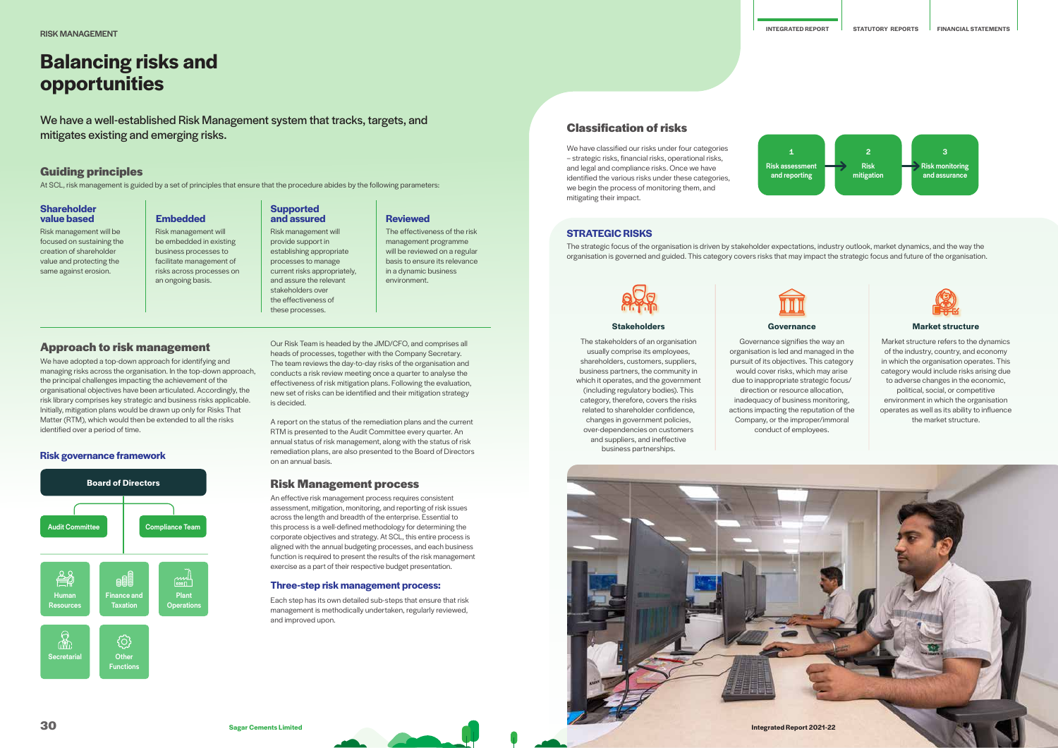RISK MANAGEMENT

# Balancing risks and opportunities

We have a well-established Risk Management system that tracks, targets, and mitigates existing and emerging risks.

## Guiding principles

At SCL, risk management is guided by a set of principles that ensure that the procedure abides by the following parameters:

### Shareholder value based

Risk management will be focused on sustaining the creation of shareholder value and protecting the same against erosion.

### Embedded

Risk management will be embedded in existing business processes to facilitate management of risks across processes on an ongoing basis.

### Supported and assured

Risk management will provide support in establishing appropriate processes to manage current risks appropriately, and assure the relevant stakeholders over the effectiveness of these processes.

### Reviewed

The effectiveness of the risk management programme will be reviewed on a regular basis to ensure its relevance in a dynamic business environment.

## Approach to risk management

We have adopted a top-down approach for identifying and managing risks across the organisation. In the top-down approach, the principal challenges impacting the achievement of the organisational objectives have been articulated. Accordingly, the risk library comprises key strategic and business risks applicable. Initially, mitigation plans would be drawn up only for Risks That Matter (RTM), which would then be extended to all the risks identified over a period of time.

Our Risk Team is headed by the JMD/CFO, and comprises all heads of processes, together with the Company Secretary. The team reviews the day-to-day risks of the organisation and conducts a risk review meeting once a quarter to analyse the effectiveness of risk mitigation plans. Following the evaluation, new set of risks can be identified and their mitigation strategy is decided.

A report on the status of the remediation plans and the current RTM is presented to the Audit Committee every quarter. An annual status of risk management, along with the status of risk remediation plans, are also presented to the Board of Directors on an annual basis.

### Risk governance framework

- Board of Directors
  - Audit Committee
  - Compliance Team
    - Human Resources
    - Finance and Taxation
    - Plant Operations
    - Secretarial
    - Other Functions

## Risk Management process

An effective risk management process requires consistent assessment, mitigation, monitoring, and reporting of risk issues across the length and breadth of the enterprise. Essential to this process is a well-defined methodology for determining the corporate objectives and strategy. At SCL, this entire process is aligned with the annual budgeting processes, and each business function is required to present the results of the risk management exercise as a part of their respective budget presentation.

### Three-step risk management process:

Each step has its own detailed sub-steps that ensure that risk management is methodically undertaken, regularly reviewed, and improved upon.

1. Risk assessment and reporting → 2. Risk mitigation → 3. Risk monitoring and assurance

## Classification of risks

We have classified our risks under four categories – strategic risks, financial risks, operational risks, and legal and compliance risks. Once we have identified the various risks under these categories, we begin the process of monitoring them, and mitigating their impact.

### STRATEGIC RISKS

The strategic focus of the organisation is driven by stakeholder expectations, industry outlook, market dynamics, and the way the organisation is governed and guided. This category covers risks that may impact the strategic focus and future of the organisation.

**Stakeholders**

The stakeholders of an organisation usually comprise its employees, shareholders, customers, suppliers, business partners, the community in which it operates, and the government (including regulatory bodies). This category, therefore, covers the risks related to shareholder confidence, changes in government policies, over-dependencies on customers and suppliers, and ineffective business partnerships.

**Governance**

Governance signifies the way an organisation is led and managed in the pursuit of its objectives. This category would cover risks, which may arise due to inappropriate strategic focus/direction or resource allocation, inadequacy of business monitoring, actions impacting the reputation of the Company, or the improper/immoral conduct of employees.

**Market structure**

Market structure refers to the dynamics of the industry, country, and economy in which the organisation operates. This category would include risks arising due to adverse changes in the economic, political, social, or competitive environment in which the organisation operates as well as its ability to influence the market structure.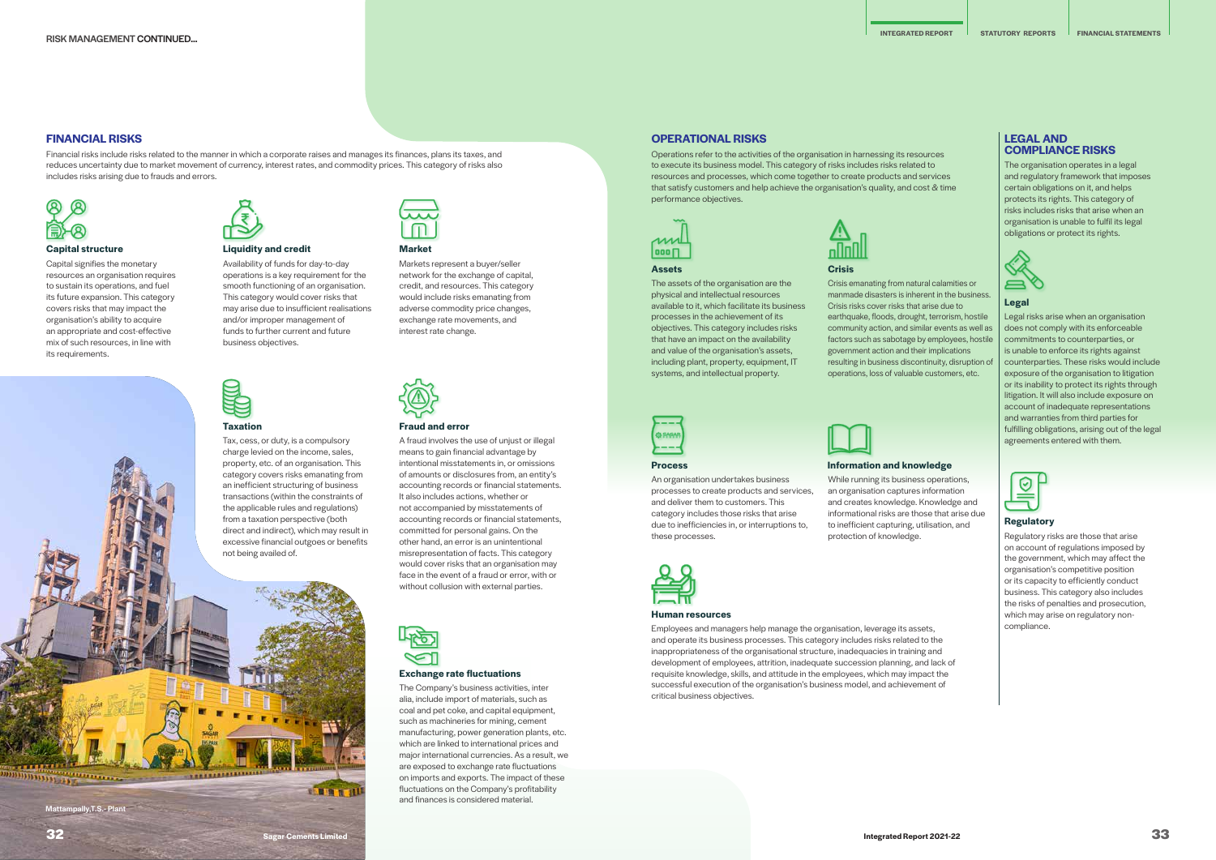# RISK MANAGEMENT CONTINUED...

## FINANCIAL RISKS

Financial risks include risks related to the manner in which a corporate raises and manages its finances, plans its taxes, and reduces uncertainty due to market movement of currency, interest rates, and commodity prices. This category of risks also includes risks arising due to frauds and errors.

### Capital structure

Capital signifies the monetary resources an organisation requires to sustain its operations, and fuel its future expansion. This category covers risks that may impact the organisation's ability to acquire an appropriate and cost-effective mix of such resources, in line with its requirements.

### Liquidity and credit

Availability of funds for day-to-day operations is a key requirement for the smooth functioning of an organisation. This category would cover risks that may arise due to insufficient realisations and/or improper management of funds to further current and future business objectives.

### Market

Markets represent a buyer/seller network for the exchange of capital, credit, and resources. This category would include risks emanating from adverse commodity price changes, exchange rate movements, and interest rate change.

### Taxation

Tax, cess, or duty, is a compulsory charge levied on the income, sales, property, etc. of an organisation. This category covers risks emanating from an inefficient structuring of business transactions (within the constraints of the applicable rules and regulations) from a taxation perspective (both direct and indirect), which may result in excessive financial outgoes or benefits not being availed of.

### Fraud and error

A fraud involves the use of unjust or illegal means to gain financial advantage by intentional misstatements in, or omissions of amounts or disclosures from, an entity's accounting records or financial statements. It also includes actions, whether or not accompanied by misstatements of accounting records or financial statements, committed for personal gains. On the other hand, an error is an unintentional misrepresentation of facts. This category would cover risks that an organisation may face in the event of a fraud or error, with or without collusion with external parties.

### Exchange rate fluctuations

The Company's business activities, inter alia, include import of materials, such as coal and pet coke, and capital equipment, such as machineries for mining, cement manufacturing, power generation plants, etc. which are linked to international prices and major international currencies. As a result, we are exposed to exchange rate fluctuations on imports and exports. The impact of these fluctuations on the Company's profitability and finances is considered material.

Mattampally,T.S.- Plant

## OPERATIONAL RISKS

Operations refer to the activities of the organisation in harnessing its resources to execute its business model. This category of risks includes risks related to resources and processes, which come together to create products and services that satisfy customers and help achieve the organisation's quality, and cost & time performance objectives.

### Assets

The assets of the organisation are the physical and intellectual resources available to it, which facilitate its business processes in the achievement of its objectives. This category includes risks that have an impact on the availability and value of the organisation's assets, including plant, property, equipment, IT systems, and intellectual property.

### Crisis

Crisis emanating from natural calamities or manmade disasters is inherent in the business. Crisis risks cover risks that arise due to earthquake, floods, drought, terrorism, hostile community action, and similar events as well as factors such as sabotage by employees, hostile government action and their implications resulting in business discontinuity, disruption of operations, loss of valuable customers, etc.

### Process

An organisation undertakes business processes to create products and services, and deliver them to customers. This category includes those risks that arise due to inefficiencies in, or interruptions to, these processes.

### Information and knowledge

While running its business operations, an organisation captures information and creates knowledge. Knowledge and informational risks are those that arise due to inefficient capturing, utilisation, and protection of knowledge.

### Human resources

Employees and managers help manage the organisation, leverage its assets, and operate its business processes. This category includes risks related to the inappropriateness of the organisational structure, inadequacies in training and development of employees, attrition, inadequate succession planning, and lack of requisite knowledge, skills, and attitude in the employees, which may impact the successful execution of the organisation's business model, and achievement of critical business objectives.

## LEGAL AND COMPLIANCE RISKS

The organisation operates in a legal and regulatory framework that imposes certain obligations on it, and helps protects its rights. This category of risks includes risks that arise when an organisation is unable to fulfil its legal obligations or protect its rights.

### Legal

Legal risks arise when an organisation does not comply with its enforceable commitments to counterparties, or is unable to enforce its rights against counterparties. These risks would include exposure of the organisation to litigation or its inability to protect its rights through litigation. It will also include exposure on account of inadequate representations and warranties from third parties for fulfilling obligations, arising out of the legal agreements entered with them.

### Regulatory

Regulatory risks are those that arise on account of regulations imposed by the government, which may affect the organisation's competitive position or its capacity to efficiently conduct business. This category also includes the risks of penalties and prosecution, which may arise on regulatory non-compliance.